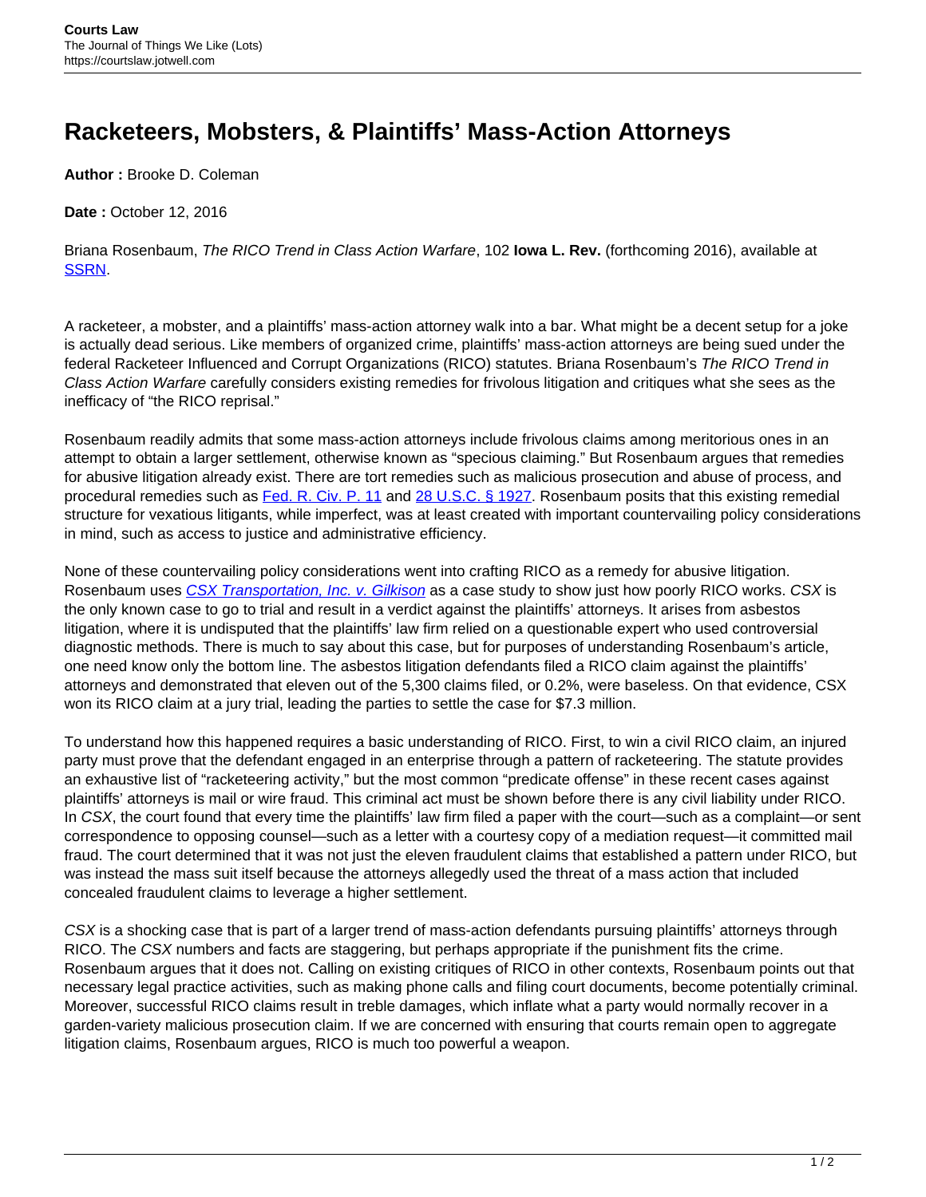# Racketeers, Mobsters, & Plaintiffs' Mass-Action Attorneys

**Author :** Brooke D. Coleman

**Date :** October 12, 2016

Briana Rosenbaum, *The RICO Trend in Class Action Warfare*, 102 **Iowa L. Rev.** (forthcoming 2016), available at [SSRN](SSRN).

A racketeer, a mobster, and a plaintiffs' mass-action attorney walk into a bar. What might be a decent setup for a joke is actually dead serious. Like members of organized crime, plaintiffs' mass-action attorneys are being sued under the federal Racketeer Influenced and Corrupt Organizations (RICO) statutes. Briana Rosenbaum's *The RICO Trend in Class Action Warfare* carefully considers existing remedies for frivolous litigation and critiques what she sees as the inefficacy of "the RICO reprisal."

Rosenbaum readily admits that some mass-action attorneys include frivolous claims among meritorious ones in an attempt to obtain a larger settlement, otherwise known as "specious claiming." But Rosenbaum argues that remedies for abusive litigation already exist. There are tort remedies such as malicious prosecution and abuse of process, and procedural remedies such as Fed. R. Civ. P. 11 and 28 U.S.C. § 1927. Rosenbaum posits that this existing remedial structure for vexatious litigants, while imperfect, was at least created with important countervailing policy considerations in mind, such as access to justice and administrative efficiency.

None of these countervailing policy considerations went into crafting RICO as a remedy for abusive litigation. Rosenbaum uses *CSX Transportation, Inc. v. Gilkison* as a case study to show just how poorly RICO works. *CSX* is the only known case to go to trial and result in a verdict against the plaintiffs' attorneys. It arises from asbestos litigation, where it is undisputed that the plaintiffs' law firm relied on a questionable expert who used controversial diagnostic methods. There is much to say about this case, but for purposes of understanding Rosenbaum's article, one need know only the bottom line. The asbestos litigation defendants filed a RICO claim against the plaintiffs' attorneys and demonstrated that eleven out of the 5,300 claims filed, or 0.2%, were baseless. On that evidence, CSX won its RICO claim at a jury trial, leading the parties to settle the case for $7.3 million.

To understand how this happened requires a basic understanding of RICO. First, to win a civil RICO claim, an injured party must prove that the defendant engaged in an enterprise through a pattern of racketeering. The statute provides an exhaustive list of "racketeering activity," but the most common "predicate offense" in these recent cases against plaintiffs' attorneys is mail or wire fraud. This criminal act must be shown before there is any civil liability under RICO. In *CSX*, the court found that every time the plaintiffs' law firm filed a paper with the court—such as a complaint—or sent correspondence to opposing counsel—such as a letter with a courtesy copy of a mediation request—it committed mail fraud. The court determined that it was not just the eleven fraudulent claims that established a pattern under RICO, but was instead the mass suit itself because the attorneys allegedly used the threat of a mass action that included concealed fraudulent claims to leverage a higher settlement.

*CSX* is a shocking case that is part of a larger trend of mass-action defendants pursuing plaintiffs' attorneys through RICO. The *CSX* numbers and facts are staggering, but perhaps appropriate if the punishment fits the crime. Rosenbaum argues that it does not. Calling on existing critiques of RICO in other contexts, Rosenbaum points out that necessary legal practice activities, such as making phone calls and filing court documents, become potentially criminal. Moreover, successful RICO claims result in treble damages, which inflate what a party would normally recover in a garden-variety malicious prosecution claim. If we are concerned with ensuring that courts remain open to aggregate litigation claims, Rosenbaum argues, RICO is much too powerful a weapon.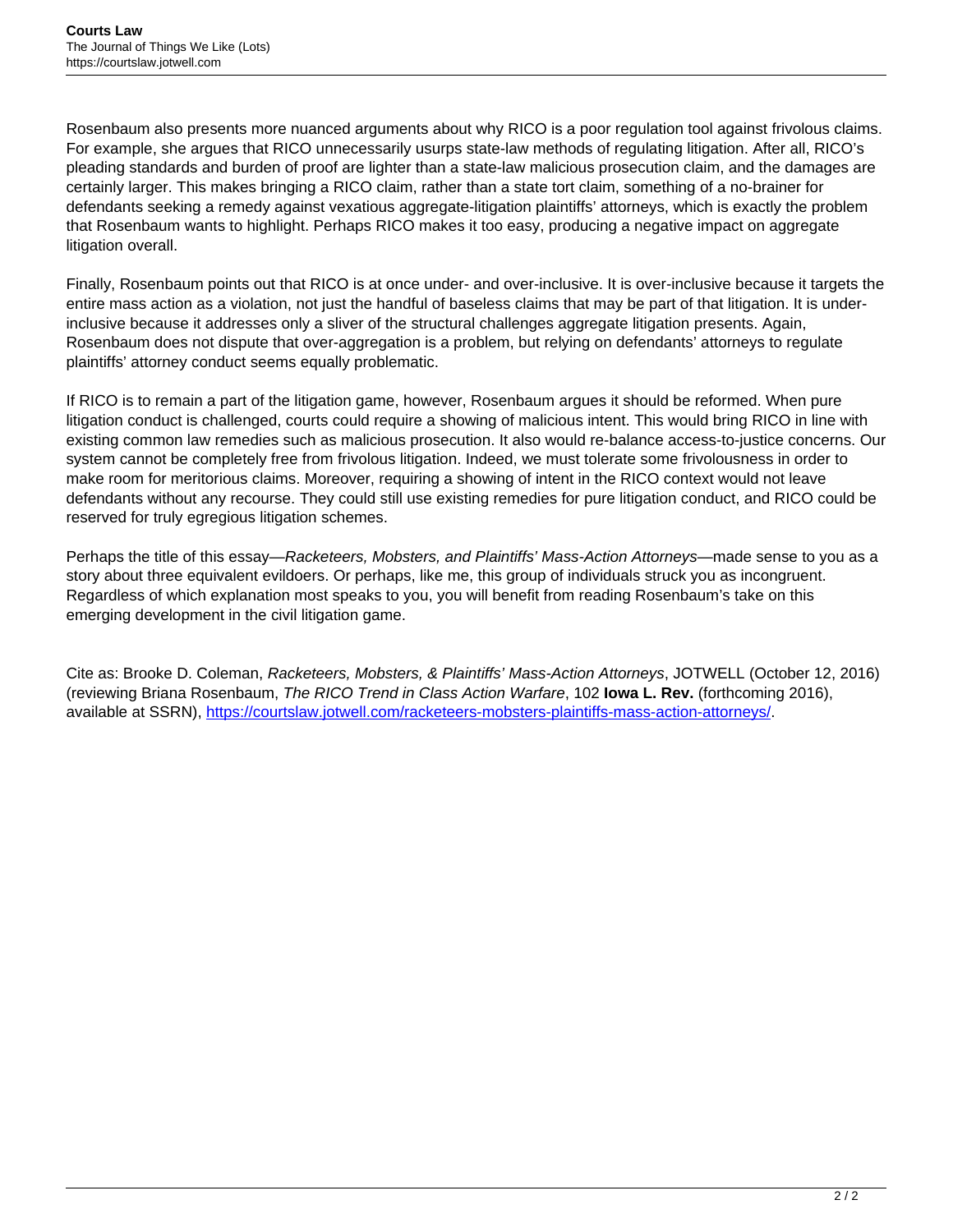Rosenbaum also presents more nuanced arguments about why RICO is a poor regulation tool against frivolous claims. For example, she argues that RICO unnecessarily usurps state-law methods of regulating litigation. After all, RICO's pleading standards and burden of proof are lighter than a state-law malicious prosecution claim, and the damages are certainly larger. This makes bringing a RICO claim, rather than a state tort claim, something of a no-brainer for defendants seeking a remedy against vexatious aggregate-litigation plaintiffs' attorneys, which is exactly the problem that Rosenbaum wants to highlight. Perhaps RICO makes it too easy, producing a negative impact on aggregate litigation overall.

Finally, Rosenbaum points out that RICO is at once under- and over-inclusive. It is over-inclusive because it targets the entire mass action as a violation, not just the handful of baseless claims that may be part of that litigation. It is under-inclusive because it addresses only a sliver of the structural challenges aggregate litigation presents. Again, Rosenbaum does not dispute that over-aggregation is a problem, but relying on defendants' attorneys to regulate plaintiffs' attorney conduct seems equally problematic.

If RICO is to remain a part of the litigation game, however, Rosenbaum argues it should be reformed. When pure litigation conduct is challenged, courts could require a showing of malicious intent. This would bring RICO in line with existing common law remedies such as malicious prosecution. It also would re-balance access-to-justice concerns. Our system cannot be completely free from frivolous litigation. Indeed, we must tolerate some frivolousness in order to make room for meritorious claims. Moreover, requiring a showing of intent in the RICO context would not leave defendants without any recourse. They could still use existing remedies for pure litigation conduct, and RICO could be reserved for truly egregious litigation schemes.

Perhaps the title of this essay—*Racketeers, Mobsters, and Plaintiffs' Mass-Action Attorneys*—made sense to you as a story about three equivalent evildoers. Or perhaps, like me, this group of individuals struck you as incongruent. Regardless of which explanation most speaks to you, you will benefit from reading Rosenbaum's take on this emerging development in the civil litigation game.

Cite as: Brooke D. Coleman, *Racketeers, Mobsters, & Plaintiffs' Mass-Action Attorneys*, JOTWELL (October 12, 2016) (reviewing Briana Rosenbaum, *The RICO Trend in Class Action Warfare*, 102 **Iowa L. Rev.** (forthcoming 2016), available at SSRN), https://courtslaw.jotwell.com/racketeers-mobsters-plaintiffs-mass-action-attorneys/.